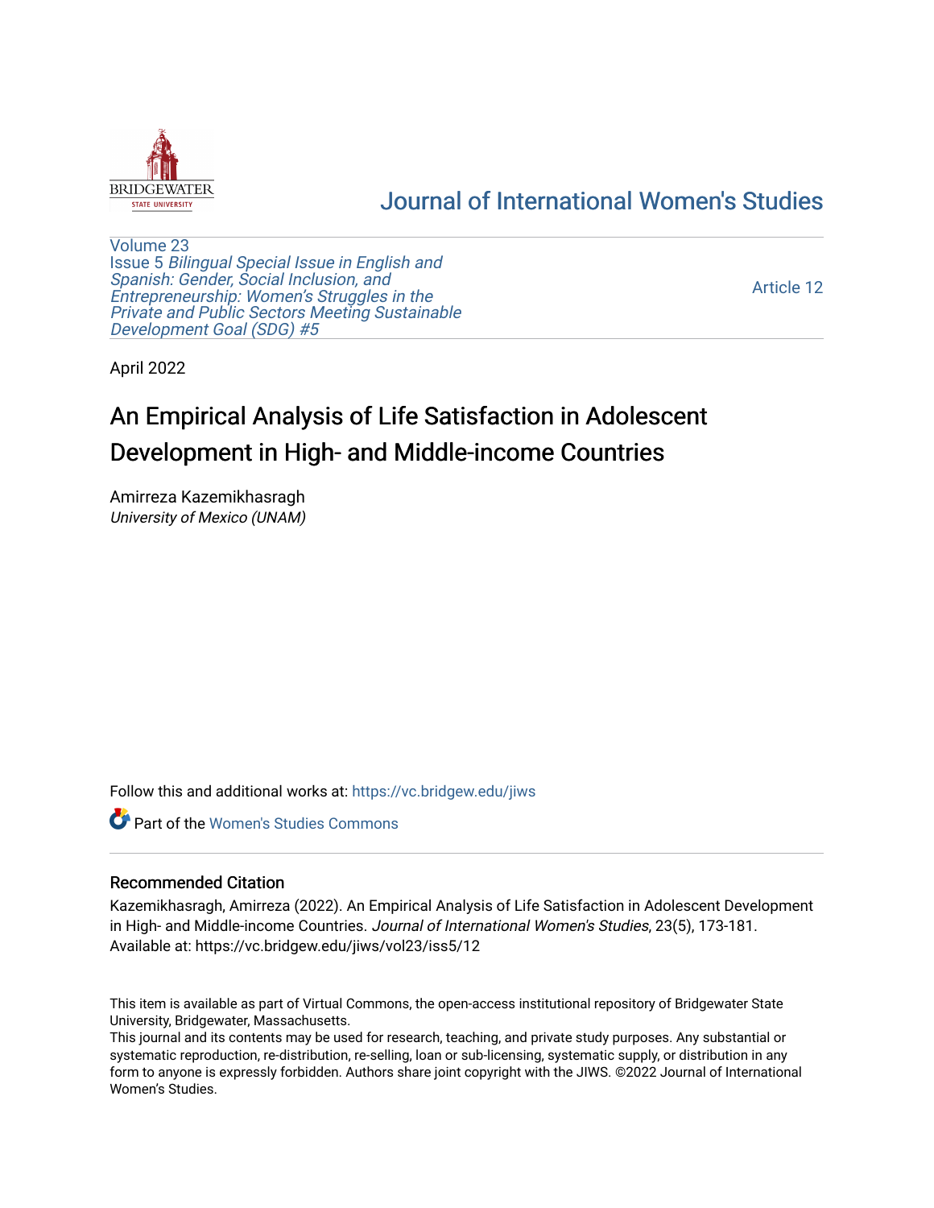# Journal of International Women's Studies

Volume 23
Issue 5 *Bilingual Special Issue in English and Spanish: Gender, Social Inclusion, and Entrepreneurship: Women's Struggles in the Private and Public Sectors Meeting Sustainable Development Goal (SDG) #5*

Article 12

April 2022

## An Empirical Analysis of Life Satisfaction in Adolescent Development in High- and Middle-income Countries

Amirreza Kazemikhasragh
*University of Mexico (UNAM)*

Follow this and additional works at: https://vc.bridgew.edu/jiws

Part of the Women's Studies Commons

### Recommended Citation

Kazemikhasragh, Amirreza (2022). An Empirical Analysis of Life Satisfaction in Adolescent Development in High- and Middle-income Countries. *Journal of International Women's Studies*, 23(5), 173-181.
Available at: https://vc.bridgew.edu/jiws/vol23/iss5/12

This item is available as part of Virtual Commons, the open-access institutional repository of Bridgewater State University, Bridgewater, Massachusetts.
This journal and its contents may be used for research, teaching, and private study purposes. Any substantial or systematic reproduction, re-distribution, re-selling, loan or sub-licensing, systematic supply, or distribution in any form to anyone is expressly forbidden. Authors share joint copyright with the JIWS. ©2022 Journal of International Women's Studies.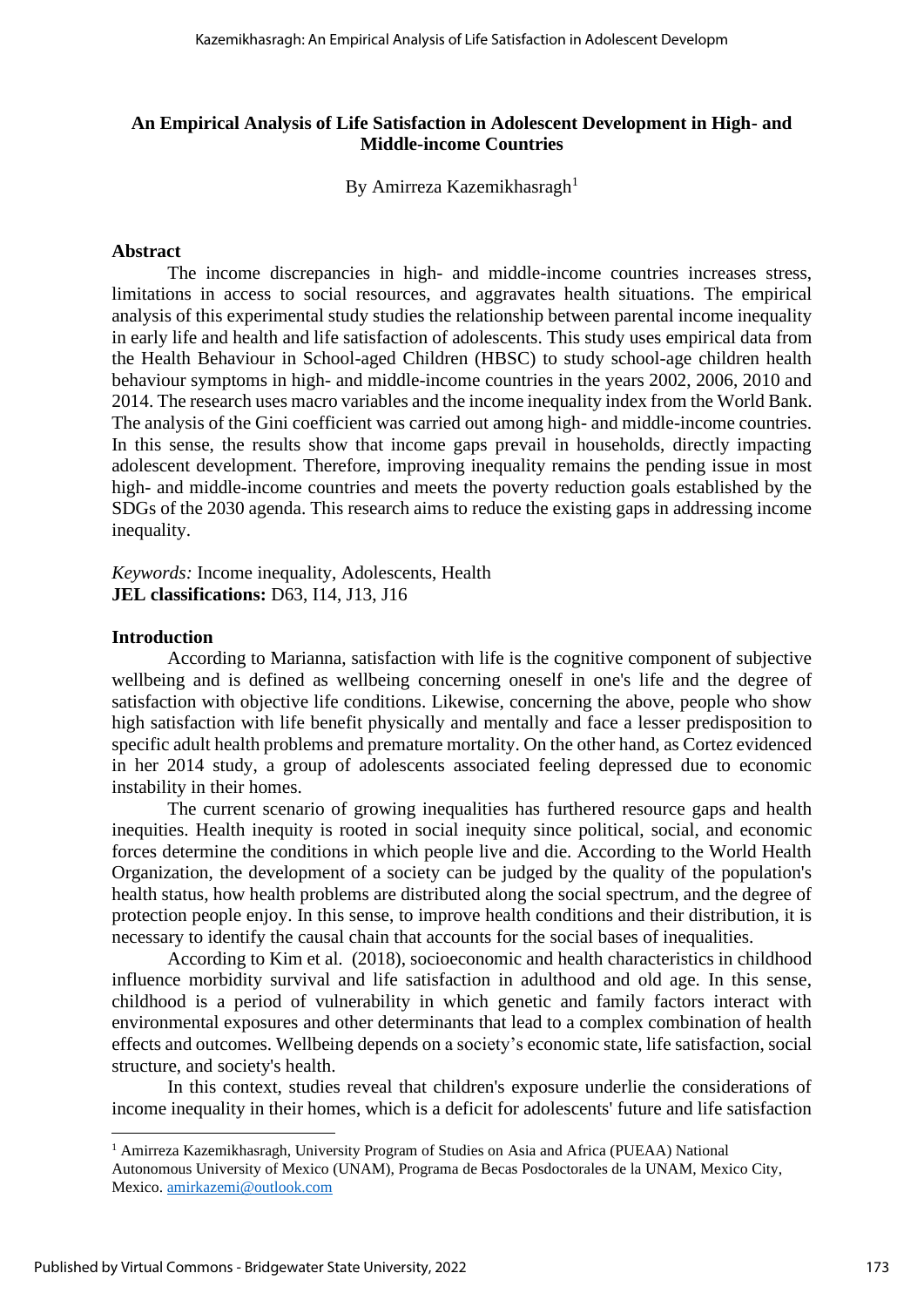## An Empirical Analysis of Life Satisfaction in Adolescent Development in High- and Middle-income Countries

By Amirreza Kazemikhasragh[1]

### Abstract

The income discrepancies in high- and middle-income countries increases stress, limitations in access to social resources, and aggravates health situations. The empirical analysis of this experimental study studies the relationship between parental income inequality in early life and health and life satisfaction of adolescents. This study uses empirical data from the Health Behaviour in School-aged Children (HBSC) to study school-age children health behaviour symptoms in high- and middle-income countries in the years 2002, 2006, 2010 and 2014. The research uses macro variables and the income inequality index from the World Bank. The analysis of the Gini coefficient was carried out among high- and middle-income countries. In this sense, the results show that income gaps prevail in households, directly impacting adolescent development. Therefore, improving inequality remains the pending issue in most high- and middle-income countries and meets the poverty reduction goals established by the SDGs of the 2030 agenda. This research aims to reduce the existing gaps in addressing income inequality.

*Keywords:* Income inequality, Adolescents, Health
**JEL classifications:** D63, I14, J13, J16

### Introduction

According to Marianna, satisfaction with life is the cognitive component of subjective wellbeing and is defined as wellbeing concerning oneself in one's life and the degree of satisfaction with objective life conditions. Likewise, concerning the above, people who show high satisfaction with life benefit physically and mentally and face a lesser predisposition to specific adult health problems and premature mortality. On the other hand, as Cortez evidenced in her 2014 study, a group of adolescents associated feeling depressed due to economic instability in their homes.

The current scenario of growing inequalities has furthered resource gaps and health inequities. Health inequity is rooted in social inequity since political, social, and economic forces determine the conditions in which people live and die. According to the World Health Organization, the development of a society can be judged by the quality of the population's health status, how health problems are distributed along the social spectrum, and the degree of protection people enjoy. In this sense, to improve health conditions and their distribution, it is necessary to identify the causal chain that accounts for the social bases of inequalities.

According to Kim et al. (2018), socioeconomic and health characteristics in childhood influence morbidity survival and life satisfaction in adulthood and old age. In this sense, childhood is a period of vulnerability in which genetic and family factors interact with environmental exposures and other determinants that lead to a complex combination of health effects and outcomes. Wellbeing depends on a society's economic state, life satisfaction, social structure, and society's health.

In this context, studies reveal that children's exposure underlie the considerations of income inequality in their homes, which is a deficit for adolescents' future and life satisfaction

[1] Amirreza Kazemikhasragh, University Program of Studies on Asia and Africa (PUEAA) National Autonomous University of Mexico (UNAM), Programa de Becas Posdoctorales de la UNAM, Mexico City, Mexico. amirkazemi@outlook.com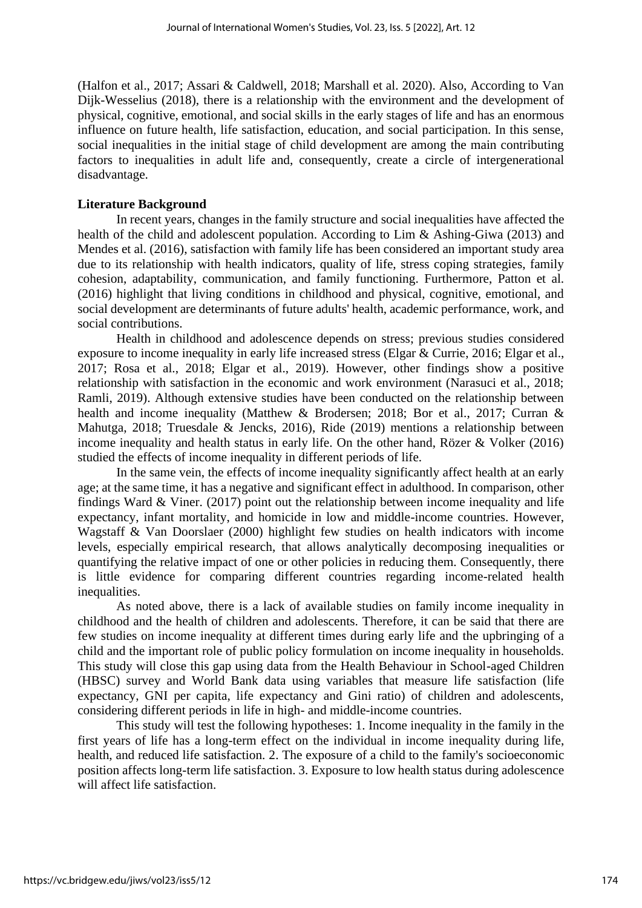(Halfon et al., 2017; Assari & Caldwell, 2018; Marshall et al. 2020). Also, According to Van Dijk-Wesselius (2018), there is a relationship with the environment and the development of physical, cognitive, emotional, and social skills in the early stages of life and has an enormous influence on future health, life satisfaction, education, and social participation. In this sense, social inequalities in the initial stage of child development are among the main contributing factors to inequalities in adult life and, consequently, create a circle of intergenerational disadvantage.

**Literature Background**

In recent years, changes in the family structure and social inequalities have affected the health of the child and adolescent population. According to Lim & Ashing-Giwa (2013) and Mendes et al. (2016), satisfaction with family life has been considered an important study area due to its relationship with health indicators, quality of life, stress coping strategies, family cohesion, adaptability, communication, and family functioning. Furthermore, Patton et al. (2016) highlight that living conditions in childhood and physical, cognitive, emotional, and social development are determinants of future adults' health, academic performance, work, and social contributions.

Health in childhood and adolescence depends on stress; previous studies considered exposure to income inequality in early life increased stress (Elgar & Currie, 2016; Elgar et al., 2017; Rosa et al., 2018; Elgar et al., 2019). However, other findings show a positive relationship with satisfaction in the economic and work environment (Narasuci et al., 2018; Ramli, 2019). Although extensive studies have been conducted on the relationship between health and income inequality (Matthew & Brodersen; 2018; Bor et al., 2017; Curran & Mahutga, 2018; Truesdale & Jencks, 2016), Ride (2019) mentions a relationship between income inequality and health status in early life. On the other hand, Rözer & Volker (2016) studied the effects of income inequality in different periods of life.

In the same vein, the effects of income inequality significantly affect health at an early age; at the same time, it has a negative and significant effect in adulthood. In comparison, other findings Ward & Viner. (2017) point out the relationship between income inequality and life expectancy, infant mortality, and homicide in low and middle-income countries. However, Wagstaff & Van Doorslaer (2000) highlight few studies on health indicators with income levels, especially empirical research, that allows analytically decomposing inequalities or quantifying the relative impact of one or other policies in reducing them. Consequently, there is little evidence for comparing different countries regarding income-related health inequalities.

As noted above, there is a lack of available studies on family income inequality in childhood and the health of children and adolescents. Therefore, it can be said that there are few studies on income inequality at different times during early life and the upbringing of a child and the important role of public policy formulation on income inequality in households. This study will close this gap using data from the Health Behaviour in School-aged Children (HBSC) survey and World Bank data using variables that measure life satisfaction (life expectancy, GNI per capita, life expectancy and Gini ratio) of children and adolescents, considering different periods in life in high- and middle-income countries.

This study will test the following hypotheses: 1. Income inequality in the family in the first years of life has a long-term effect on the individual in income inequality during life, health, and reduced life satisfaction. 2. The exposure of a child to the family's socioeconomic position affects long-term life satisfaction. 3. Exposure to low health status during adolescence will affect life satisfaction.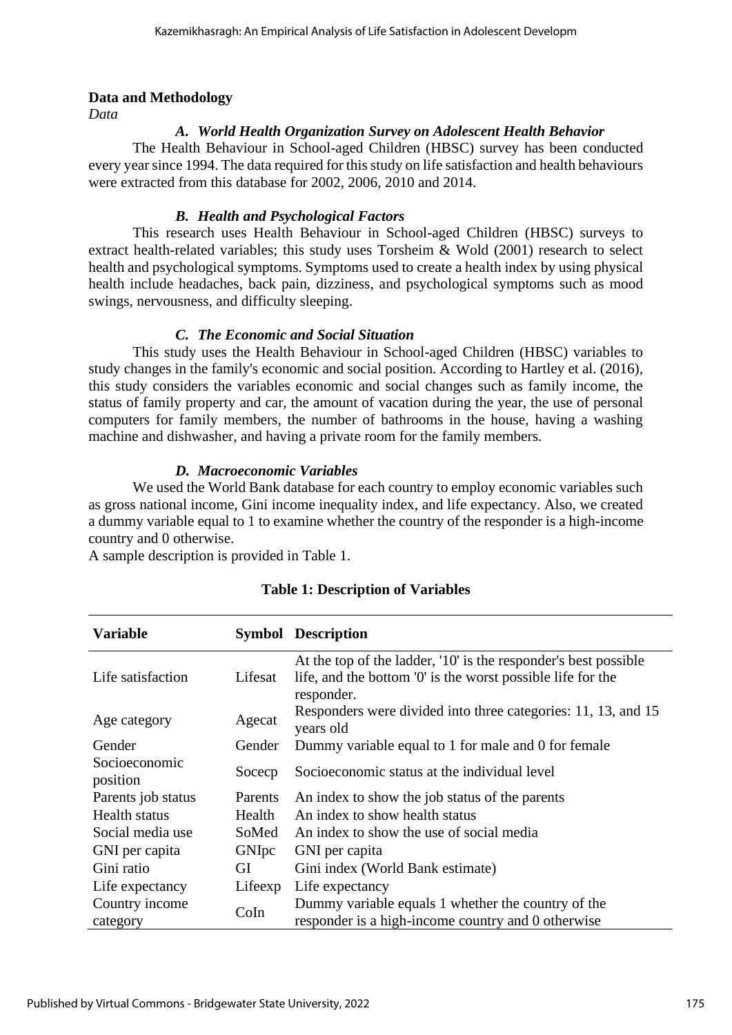## Data and Methodology

*Data*

### *A. World Health Organization Survey on Adolescent Health Behavior*

The Health Behaviour in School-aged Children (HBSC) survey has been conducted every year since 1994. The data required for this study on life satisfaction and health behaviours were extracted from this database for 2002, 2006, 2010 and 2014.

### *B. Health and Psychological Factors*

This research uses Health Behaviour in School-aged Children (HBSC) surveys to extract health-related variables; this study uses Torsheim & Wold (2001) research to select health and psychological symptoms. Symptoms used to create a health index by using physical health include headaches, back pain, dizziness, and psychological symptoms such as mood swings, nervousness, and difficulty sleeping.

### *C. The Economic and Social Situation*

This study uses the Health Behaviour in School-aged Children (HBSC) variables to study changes in the family's economic and social position. According to Hartley et al. (2016), this study considers the variables economic and social changes such as family income, the status of family property and car, the amount of vacation during the year, the use of personal computers for family members, the number of bathrooms in the house, having a washing machine and dishwasher, and having a private room for the family members.

### *D. Macroeconomic Variables*

We used the World Bank database for each country to employ economic variables such as gross national income, Gini income inequality index, and life expectancy. Also, we created a dummy variable equal to 1 to examine whether the country of the responder is a high-income country and 0 otherwise.

A sample description is provided in Table 1.

**Table 1: Description of Variables**

| Variable | Symbol | Description |
|---|---|---|
| Life satisfaction | Lifesat | At the top of the ladder, '10' is the responder's best possible life, and the bottom '0' is the worst possible life for the responder. |
| Age category | Agecat | Responders were divided into three categories: 11, 13, and 15 years old |
| Gender | Gender | Dummy variable equal to 1 for male and 0 for female |
| Socioeconomic position | Socecp | Socioeconomic status at the individual level |
| Parents job status | Parents | An index to show the job status of the parents |
| Health status | Health | An index to show health status |
| Social media use | SoMed | An index to show the use of social media |
| GNI per capita | GNIpc | GNI per capita |
| Gini ratio | GI | Gini index (World Bank estimate) |
| Life expectancy | Lifeexp | Life expectancy |
| Country income category | CoIn | Dummy variable equals 1 whether the country of the responder is a high-income country and 0 otherwise |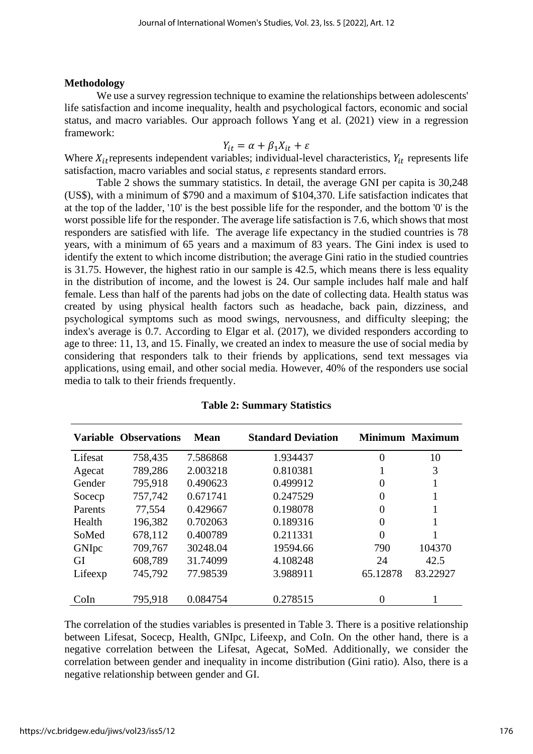**Methodology**

We use a survey regression technique to examine the relationships between adolescents' life satisfaction and income inequality, health and psychological factors, economic and social status, and macro variables. Our approach follows Yang et al. (2021) view in a regression framework:

$$Y_{it} = \alpha + \beta_1 X_{it} + \varepsilon$$

Where $X_{it}$ represents independent variables; individual-level characteristics, $Y_{it}$ represents life satisfaction, macro variables and social status, $\varepsilon$ represents standard errors.

Table 2 shows the summary statistics. In detail, the average GNI per capita is 30,248 (US$), with a minimum of $790 and a maximum of $104,370. Life satisfaction indicates that at the top of the ladder, '10' is the best possible life for the responder, and the bottom '0' is the worst possible life for the responder. The average life satisfaction is 7.6, which shows that most responders are satisfied with life. The average life expectancy in the studied countries is 78 years, with a minimum of 65 years and a maximum of 83 years. The Gini index is used to identify the extent to which income distribution; the average Gini ratio in the studied countries is 31.75. However, the highest ratio in our sample is 42.5, which means there is less equality in the distribution of income, and the lowest is 24. Our sample includes half male and half female. Less than half of the parents had jobs on the date of collecting data. Health status was created by using physical health factors such as headache, back pain, dizziness, and psychological symptoms such as mood swings, nervousness, and difficulty sleeping; the index's average is 0.7. According to Elgar et al. (2017), we divided responders according to age to three: 11, 13, and 15. Finally, we created an index to measure the use of social media by considering that responders talk to their friends by applications, send text messages via applications, using email, and other social media. However, 40% of the responders use social media to talk to their friends frequently.

**Table 2: Summary Statistics**

| Variable | Observations | Mean | Standard Deviation | Minimum | Maximum |
|---|---|---|---|---|---|
| Lifesat | 758,435 | 7.586868 | 1.934437 | 0 | 10 |
| Agecat | 789,286 | 2.003218 | 0.810381 | 1 | 3 |
| Gender | 795,918 | 0.490623 | 0.499912 | 0 | 1 |
| Socecp | 757,742 | 0.671741 | 0.247529 | 0 | 1 |
| Parents | 77,554 | 0.429667 | 0.198078 | 0 | 1 |
| Health | 196,382 | 0.702063 | 0.189316 | 0 | 1 |
| SoMed | 678,112 | 0.400789 | 0.211331 | 0 | 1 |
| GNIpc | 709,767 | 30248.04 | 19594.66 | 790 | 104370 |
| GI | 608,789 | 31.74099 | 4.108248 | 24 | 42.5 |
| Lifeexp | 745,792 | 77.98539 | 3.988911 | 65.12878 | 83.22927 |
| CoIn | 795,918 | 0.084754 | 0.278515 | 0 | 1 |

The correlation of the studies variables is presented in Table 3. There is a positive relationship between Lifesat, Socecp, Health, GNIpc, Lifeexp, and CoIn. On the other hand, there is a negative correlation between the Lifesat, Agecat, SoMed. Additionally, we consider the correlation between gender and inequality in income distribution (Gini ratio). Also, there is a negative relationship between gender and GI.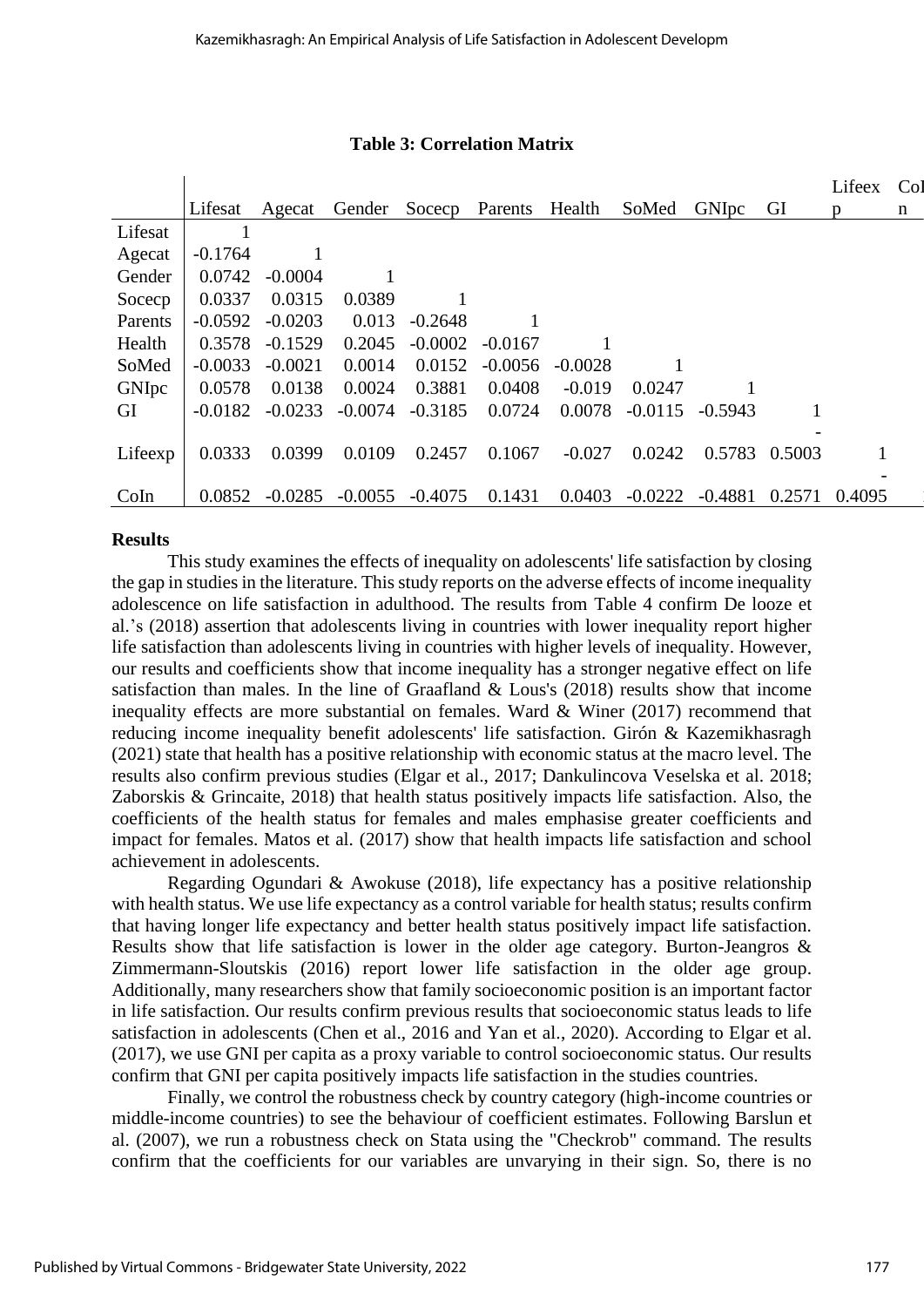**Table 3: Correlation Matrix**

| | Lifesat | Agecat | Gender | Socecp | Parents | Health | SoMed | GNIpc | GI | Lifeexp | CoIn |
|---|---|---|---|---|---|---|---|---|---|---|---|
| Lifesat | 1 | | | | | | | | | | |
| Agecat | -0.1764 | 1 | | | | | | | | | |
| Gender | 0.0742 | -0.0004 | 1 | | | | | | | | |
| Socecp | 0.0337 | 0.0315 | 0.0389 | 1 | | | | | | | |
| Parents | -0.0592 | -0.0203 | 0.013 | -0.2648 | 1 | | | | | | |
| Health | 0.3578 | -0.1529 | 0.2045 | -0.0002 | -0.0167 | 1 | | | | | |
| SoMed | -0.0033 | -0.0021 | 0.0014 | 0.0152 | -0.0056 | -0.0028 | 1 | | | | |
| GNIpc | 0.0578 | 0.0138 | 0.0024 | 0.3881 | 0.0408 | -0.019 | 0.0247 | 1 | | | |
| GI | -0.0182 | -0.0233 | -0.0074 | -0.3185 | 0.0724 | 0.0078 | -0.0115 | -0.5943 | 1 | | |
| Lifeexp | 0.0333 | 0.0399 | 0.0109 | 0.2457 | 0.1067 | -0.027 | 0.0242 | 0.5783 | -0.5003 | 1 | |
| CoIn | 0.0852 | -0.0285 | -0.0055 | -0.4075 | 0.1431 | 0.0403 | -0.0222 | -0.4881 | 0.2571 | -0.4095 | |

## Results

This study examines the effects of inequality on adolescents' life satisfaction by closing the gap in studies in the literature. This study reports on the adverse effects of income inequality adolescence on life satisfaction in adulthood. The results from Table 4 confirm De looze et al.'s (2018) assertion that adolescents living in countries with lower inequality report higher life satisfaction than adolescents living in countries with higher levels of inequality. However, our results and coefficients show that income inequality has a stronger negative effect on life satisfaction than males. In the line of Graafland & Lous's (2018) results show that income inequality effects are more substantial on females. Ward & Winer (2017) recommend that reducing income inequality benefit adolescents' life satisfaction. Girón & Kazemikhasragh (2021) state that health has a positive relationship with economic status at the macro level. The results also confirm previous studies (Elgar et al., 2017; Dankulincova Veselska et al. 2018; Zaborskis & Grincaite, 2018) that health status positively impacts life satisfaction. Also, the coefficients of the health status for females and males emphasise greater coefficients and impact for females. Matos et al. (2017) show that health impacts life satisfaction and school achievement in adolescents.

Regarding Ogundari & Awokuse (2018), life expectancy has a positive relationship with health status. We use life expectancy as a control variable for health status; results confirm that having longer life expectancy and better health status positively impact life satisfaction. Results show that life satisfaction is lower in the older age category. Burton-Jeangros & Zimmermann-Sloutskis (2016) report lower life satisfaction in the older age group. Additionally, many researchers show that family socioeconomic position is an important factor in life satisfaction. Our results confirm previous results that socioeconomic status leads to life satisfaction in adolescents (Chen et al., 2016 and Yan et al., 2020). According to Elgar et al. (2017), we use GNI per capita as a proxy variable to control socioeconomic status. Our results confirm that GNI per capita positively impacts life satisfaction in the studies countries.

Finally, we control the robustness check by country category (high-income countries or middle-income countries) to see the behaviour of coefficient estimates. Following Barslun et al. (2007), we run a robustness check on Stata using the "Checkrob" command. The results confirm that the coefficients for our variables are unvarying in their sign. So, there is no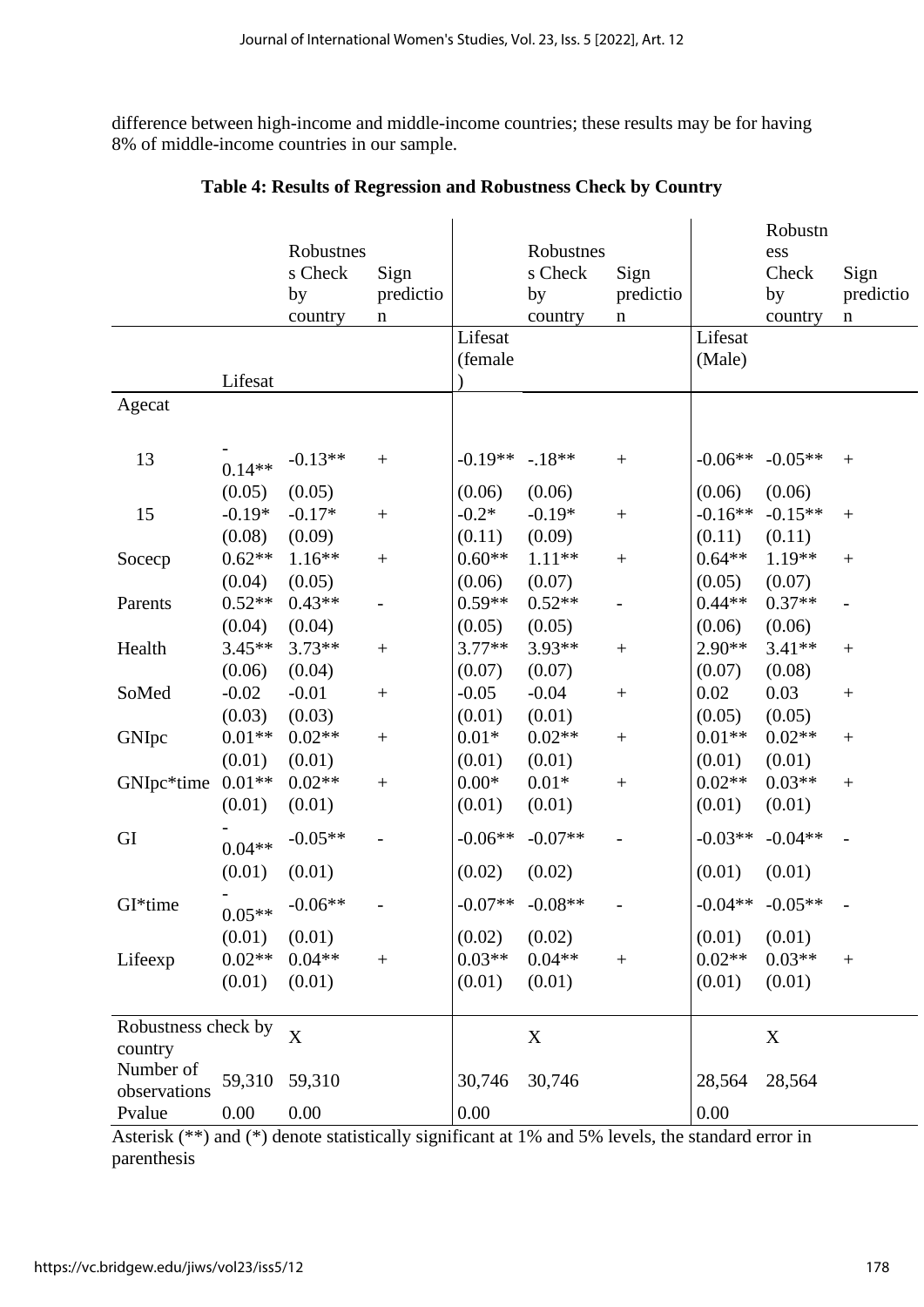difference between high-income and middle-income countries; these results may be for having 8% of middle-income countries in our sample.

**Table 4: Results of Regression and Robustness Check by Country**

| | Lifesat | Robustness Check by country | Sign prediction | Lifesat (female) | Robustness Check by country | Sign prediction | Lifesat (Male) | Robustness Check by country | Sign prediction |
|---|---|---|---|---|---|---|---|---|---|
| Agecat | | | | | | | | | |
| 13 | -0.14** | -0.13** | + | -0.19** | -.18** | + | -0.06** | -0.05** | + |
| | (0.05) | (0.05) | | (0.06) | (0.06) | | (0.06) | (0.06) | |
| 15 | -0.19* | -0.17* | + | -0.2* | -0.19* | + | -0.16** | -0.15** | + |
| | (0.08) | (0.09) | | (0.11) | (0.09) | | (0.11) | (0.11) | |
| Socecp | 0.62** | 1.16** | + | 0.60** | 1.11** | + | 0.64** | 1.19** | + |
| | (0.04) | (0.05) | | (0.06) | (0.07) | | (0.05) | (0.07) | |
| Parents | 0.52** | 0.43** | - | 0.59** | 0.52** | - | 0.44** | 0.37** | - |
| | (0.04) | (0.04) | | (0.05) | (0.05) | | (0.06) | (0.06) | |
| Health | 3.45** | 3.73** | + | 3.77** | 3.93** | + | 2.90** | 3.41** | + |
| | (0.06) | (0.04) | | (0.07) | (0.07) | | (0.07) | (0.08) | |
| SoMed | -0.02 | -0.01 | + | -0.05 | -0.04 | + | 0.02 | 0.03 | + |
| | (0.03) | (0.03) | | (0.01) | (0.01) | | (0.05) | (0.05) | |
| GNIpc | 0.01** | 0.02** | + | 0.01* | 0.02** | + | 0.01** | 0.02** | + |
| | (0.01) | (0.01) | | (0.01) | (0.01) | | (0.01) | (0.01) | |
| GNIpc*time | 0.01** | 0.02** | + | 0.00* | 0.01* | + | 0.02** | 0.03** | + |
| | (0.01) | (0.01) | | (0.01) | (0.01) | | (0.01) | (0.01) | |
| GI | -0.04** | -0.05** | - | -0.06** | -0.07** | - | -0.03** | -0.04** | - |
| | (0.01) | (0.01) | | (0.02) | (0.02) | | (0.01) | (0.01) | |
| GI*time | -0.05** | -0.06** | - | -0.07** | -0.08** | - | -0.04** | -0.05** | - |
| | (0.01) | (0.01) | | (0.02) | (0.02) | | (0.01) | (0.01) | |
| Lifeexp | 0.02** | 0.04** | + | 0.03** | 0.04** | + | 0.02** | 0.03** | + |
| | (0.01) | (0.01) | | (0.01) | (0.01) | | (0.01) | (0.01) | |
| Robustness check by country | | X | | | X | | | X | |
| Number of observations | 59,310 | 59,310 | | 30,746 | 30,746 | | 28,564 | 28,564 | |
| Pvalue | 0.00 | 0.00 | | 0.00 | | | 0.00 | | |

Asterisk (**) and (*) denote statistically significant at 1% and 5% levels, the standard error in parenthesis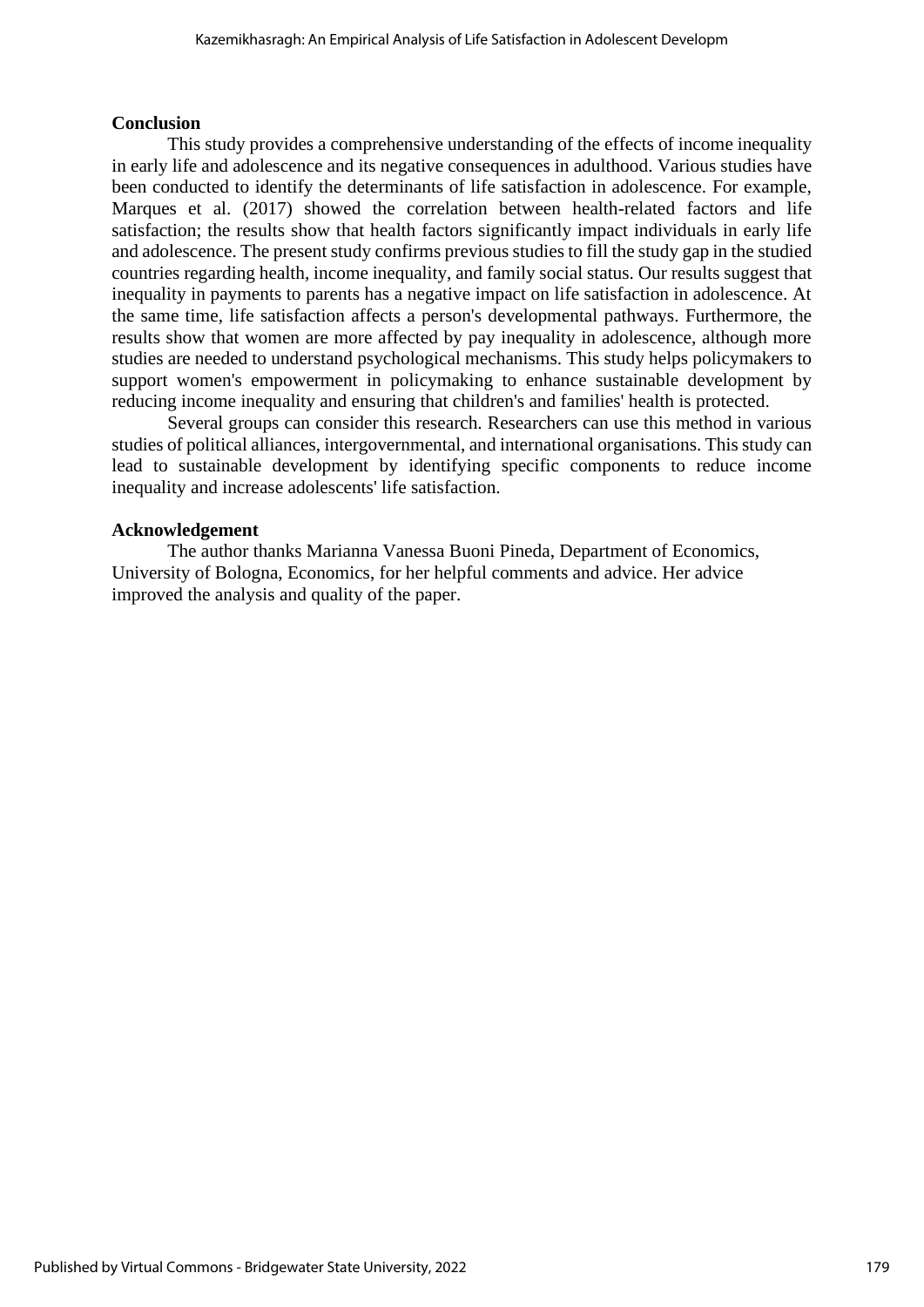## Conclusion

This study provides a comprehensive understanding of the effects of income inequality in early life and adolescence and its negative consequences in adulthood. Various studies have been conducted to identify the determinants of life satisfaction in adolescence. For example, Marques et al. (2017) showed the correlation between health-related factors and life satisfaction; the results show that health factors significantly impact individuals in early life and adolescence. The present study confirms previous studies to fill the study gap in the studied countries regarding health, income inequality, and family social status. Our results suggest that inequality in payments to parents has a negative impact on life satisfaction in adolescence. At the same time, life satisfaction affects a person's developmental pathways. Furthermore, the results show that women are more affected by pay inequality in adolescence, although more studies are needed to understand psychological mechanisms. This study helps policymakers to support women's empowerment in policymaking to enhance sustainable development by reducing income inequality and ensuring that children's and families' health is protected.

Several groups can consider this research. Researchers can use this method in various studies of political alliances, intergovernmental, and international organisations. This study can lead to sustainable development by identifying specific components to reduce income inequality and increase adolescents' life satisfaction.

## Acknowledgement

The author thanks Marianna Vanessa Buoni Pineda, Department of Economics, University of Bologna, Economics, for her helpful comments and advice. Her advice improved the analysis and quality of the paper.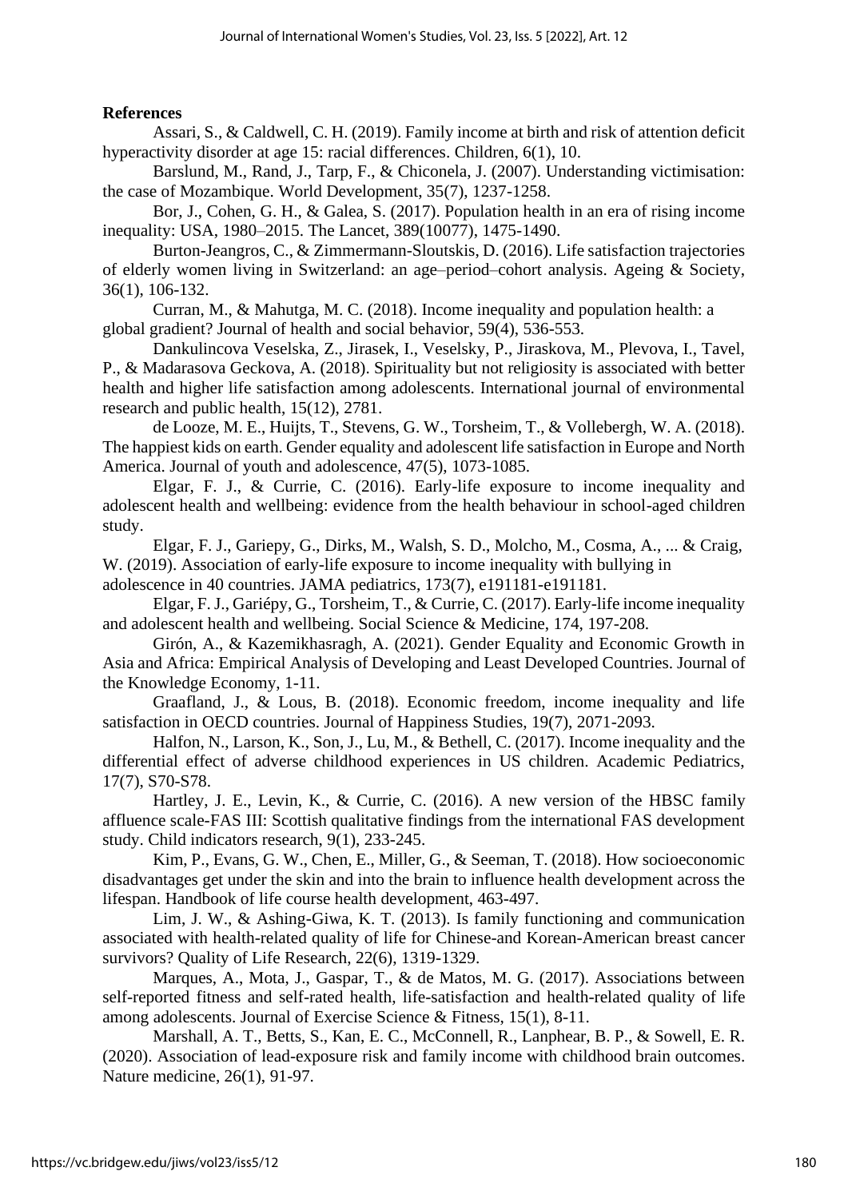**References**

Assari, S., & Caldwell, C. H. (2019). Family income at birth and risk of attention deficit hyperactivity disorder at age 15: racial differences. Children, 6(1), 10.

Barslund, M., Rand, J., Tarp, F., & Chiconela, J. (2007). Understanding victimisation: the case of Mozambique. World Development, 35(7), 1237-1258.

Bor, J., Cohen, G. H., & Galea, S. (2017). Population health in an era of rising income inequality: USA, 1980–2015. The Lancet, 389(10077), 1475-1490.

Burton-Jeangros, C., & Zimmermann-Sloutskis, D. (2016). Life satisfaction trajectories of elderly women living in Switzerland: an age–period–cohort analysis. Ageing & Society, 36(1), 106-132.

Curran, M., & Mahutga, M. C. (2018). Income inequality and population health: a global gradient? Journal of health and social behavior, 59(4), 536-553.

Dankulincova Veselska, Z., Jirasek, I., Veselsky, P., Jiraskova, M., Plevova, I., Tavel, P., & Madarasova Geckova, A. (2018). Spirituality but not religiosity is associated with better health and higher life satisfaction among adolescents. International journal of environmental research and public health, 15(12), 2781.

de Looze, M. E., Huijts, T., Stevens, G. W., Torsheim, T., & Vollebergh, W. A. (2018). The happiest kids on earth. Gender equality and adolescent life satisfaction in Europe and North America. Journal of youth and adolescence, 47(5), 1073-1085.

Elgar, F. J., & Currie, C. (2016). Early-life exposure to income inequality and adolescent health and wellbeing: evidence from the health behaviour in school-aged children study.

Elgar, F. J., Gariepy, G., Dirks, M., Walsh, S. D., Molcho, M., Cosma, A., ... & Craig, W. (2019). Association of early-life exposure to income inequality with bullying in adolescence in 40 countries. JAMA pediatrics, 173(7), e191181-e191181.

Elgar, F. J., Gariépy, G., Torsheim, T., & Currie, C. (2017). Early-life income inequality and adolescent health and wellbeing. Social Science & Medicine, 174, 197-208.

Girón, A., & Kazemikhasragh, A. (2021). Gender Equality and Economic Growth in Asia and Africa: Empirical Analysis of Developing and Least Developed Countries. Journal of the Knowledge Economy, 1-11.

Graafland, J., & Lous, B. (2018). Economic freedom, income inequality and life satisfaction in OECD countries. Journal of Happiness Studies, 19(7), 2071-2093.

Halfon, N., Larson, K., Son, J., Lu, M., & Bethell, C. (2017). Income inequality and the differential effect of adverse childhood experiences in US children. Academic Pediatrics, 17(7), S70-S78.

Hartley, J. E., Levin, K., & Currie, C. (2016). A new version of the HBSC family affluence scale-FAS III: Scottish qualitative findings from the international FAS development study. Child indicators research, 9(1), 233-245.

Kim, P., Evans, G. W., Chen, E., Miller, G., & Seeman, T. (2018). How socioeconomic disadvantages get under the skin and into the brain to influence health development across the lifespan. Handbook of life course health development, 463-497.

Lim, J. W., & Ashing-Giwa, K. T. (2013). Is family functioning and communication associated with health-related quality of life for Chinese-and Korean-American breast cancer survivors? Quality of Life Research, 22(6), 1319-1329.

Marques, A., Mota, J., Gaspar, T., & de Matos, M. G. (2017). Associations between self-reported fitness and self-rated health, life-satisfaction and health-related quality of life among adolescents. Journal of Exercise Science & Fitness, 15(1), 8-11.

Marshall, A. T., Betts, S., Kan, E. C., McConnell, R., Lanphear, B. P., & Sowell, E. R. (2020). Association of lead-exposure risk and family income with childhood brain outcomes. Nature medicine, 26(1), 91-97.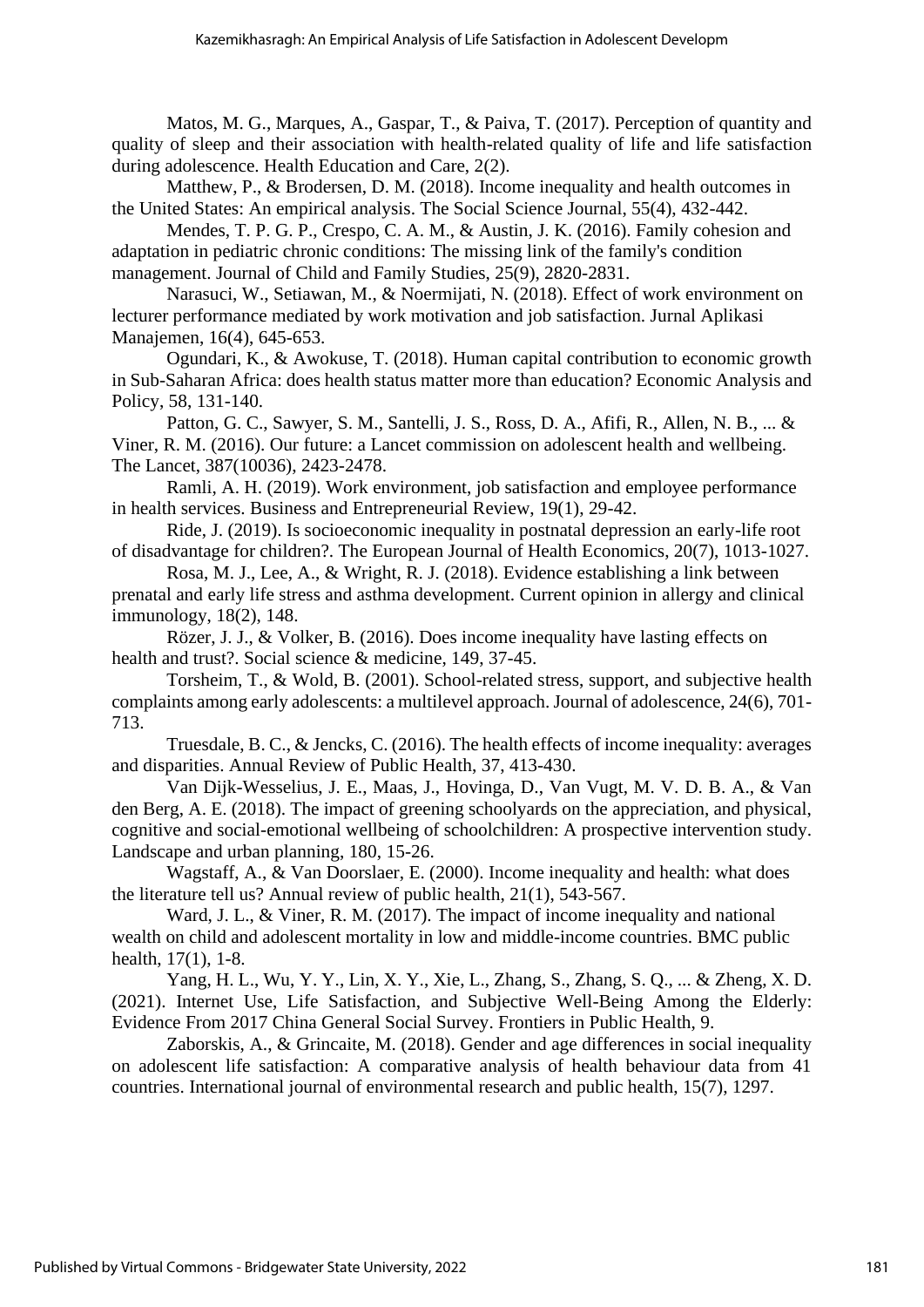Matos, M. G., Marques, A., Gaspar, T., & Paiva, T. (2017). Perception of quantity and quality of sleep and their association with health-related quality of life and life satisfaction during adolescence. Health Education and Care, 2(2).

Matthew, P., & Brodersen, D. M. (2018). Income inequality and health outcomes in the United States: An empirical analysis. The Social Science Journal, 55(4), 432-442.

Mendes, T. P. G. P., Crespo, C. A. M., & Austin, J. K. (2016). Family cohesion and adaptation in pediatric chronic conditions: The missing link of the family's condition management. Journal of Child and Family Studies, 25(9), 2820-2831.

Narasuci, W., Setiawan, M., & Noermijati, N. (2018). Effect of work environment on lecturer performance mediated by work motivation and job satisfaction. Jurnal Aplikasi Manajemen, 16(4), 645-653.

Ogundari, K., & Awokuse, T. (2018). Human capital contribution to economic growth in Sub-Saharan Africa: does health status matter more than education? Economic Analysis and Policy, 58, 131-140.

Patton, G. C., Sawyer, S. M., Santelli, J. S., Ross, D. A., Afifi, R., Allen, N. B., ... & Viner, R. M. (2016). Our future: a Lancet commission on adolescent health and wellbeing. The Lancet, 387(10036), 2423-2478.

Ramli, A. H. (2019). Work environment, job satisfaction and employee performance in health services. Business and Entrepreneurial Review, 19(1), 29-42.

Ride, J. (2019). Is socioeconomic inequality in postnatal depression an early-life root of disadvantage for children?. The European Journal of Health Economics, 20(7), 1013-1027.

Rosa, M. J., Lee, A., & Wright, R. J. (2018). Evidence establishing a link between prenatal and early life stress and asthma development. Current opinion in allergy and clinical immunology, 18(2), 148.

Rözer, J. J., & Volker, B. (2016). Does income inequality have lasting effects on health and trust?. Social science & medicine, 149, 37-45.

Torsheim, T., & Wold, B. (2001). School-related stress, support, and subjective health complaints among early adolescents: a multilevel approach. Journal of adolescence, 24(6), 701-713.

Truesdale, B. C., & Jencks, C. (2016). The health effects of income inequality: averages and disparities. Annual Review of Public Health, 37, 413-430.

Van Dijk-Wesselius, J. E., Maas, J., Hovinga, D., Van Vugt, M. V. D. B. A., & Van den Berg, A. E. (2018). The impact of greening schoolyards on the appreciation, and physical, cognitive and social-emotional wellbeing of schoolchildren: A prospective intervention study. Landscape and urban planning, 180, 15-26.

Wagstaff, A., & Van Doorslaer, E. (2000). Income inequality and health: what does the literature tell us? Annual review of public health, 21(1), 543-567.

Ward, J. L., & Viner, R. M. (2017). The impact of income inequality and national wealth on child and adolescent mortality in low and middle-income countries. BMC public health, 17(1), 1-8.

Yang, H. L., Wu, Y. Y., Lin, X. Y., Xie, L., Zhang, S., Zhang, S. Q., ... & Zheng, X. D. (2021). Internet Use, Life Satisfaction, and Subjective Well-Being Among the Elderly: Evidence From 2017 China General Social Survey. Frontiers in Public Health, 9.

Zaborskis, A., & Grincaite, M. (2018). Gender and age differences in social inequality on adolescent life satisfaction: A comparative analysis of health behaviour data from 41 countries. International journal of environmental research and public health, 15(7), 1297.